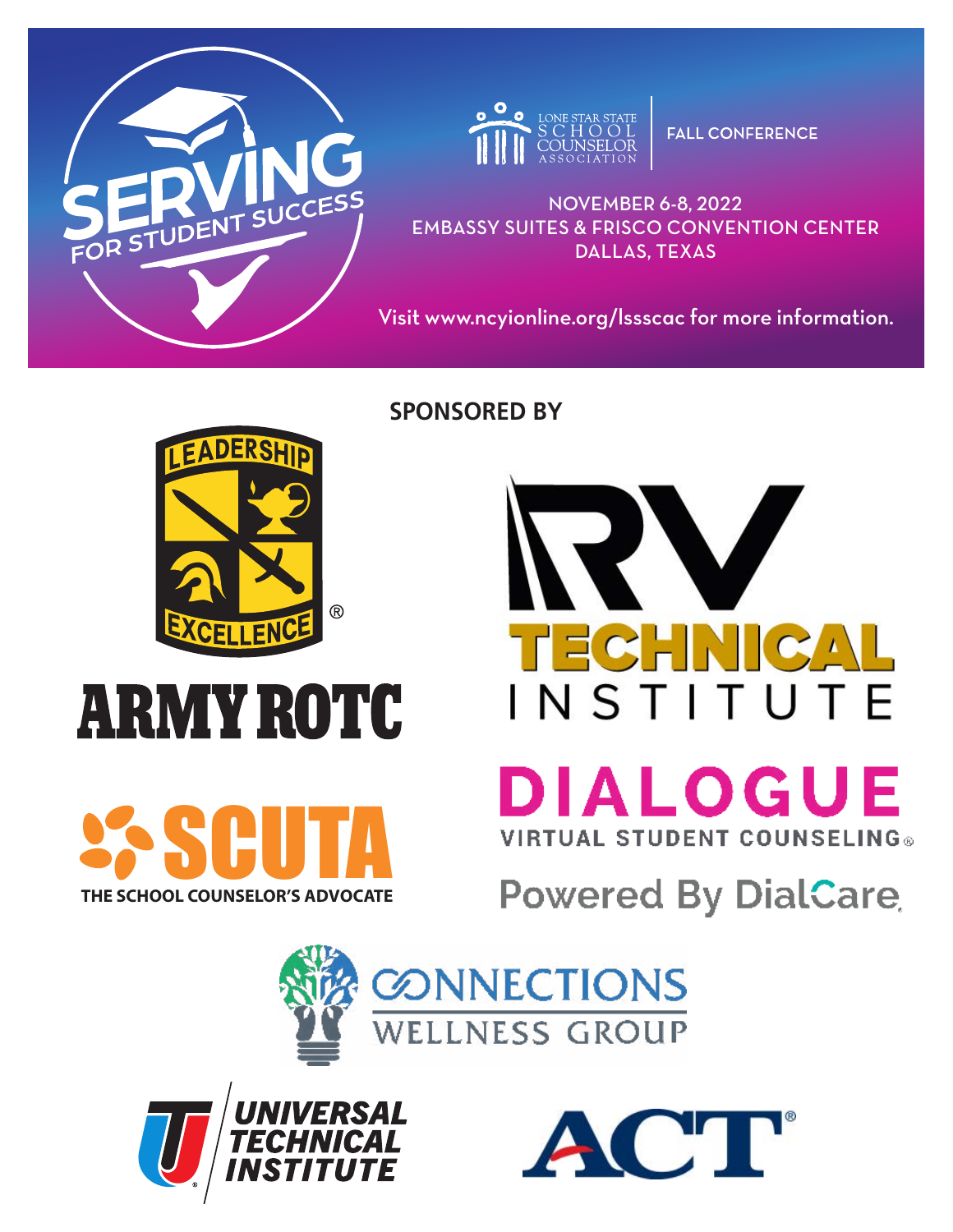# SERVING FOR STUDENT SUCCESS

LONE STAR STATE SCHOOL COUNSELOR ASSOCIATION

**FALL CONFERENCE**

NOVEMBER 6-8, 2022
EMBASSY SUITES & FRISCO CONVENTION CENTER
DALLAS, TEXAS

Visit www.ncyionline.org/lssscac for more information.

## SPONSORED BY

LEADERSHIP EXCELLENCE®
ARMY ROTC

RV TECHNICAL INSTITUTE

SCUTA
THE SCHOOL COUNSELOR'S ADVOCATE

DIALOGUE
VIRTUAL STUDENT COUNSELING®
Powered By DialCare

CONNECTIONS WELLNESS GROUP

UNIVERSAL TECHNICAL INSTITUTE

ACT®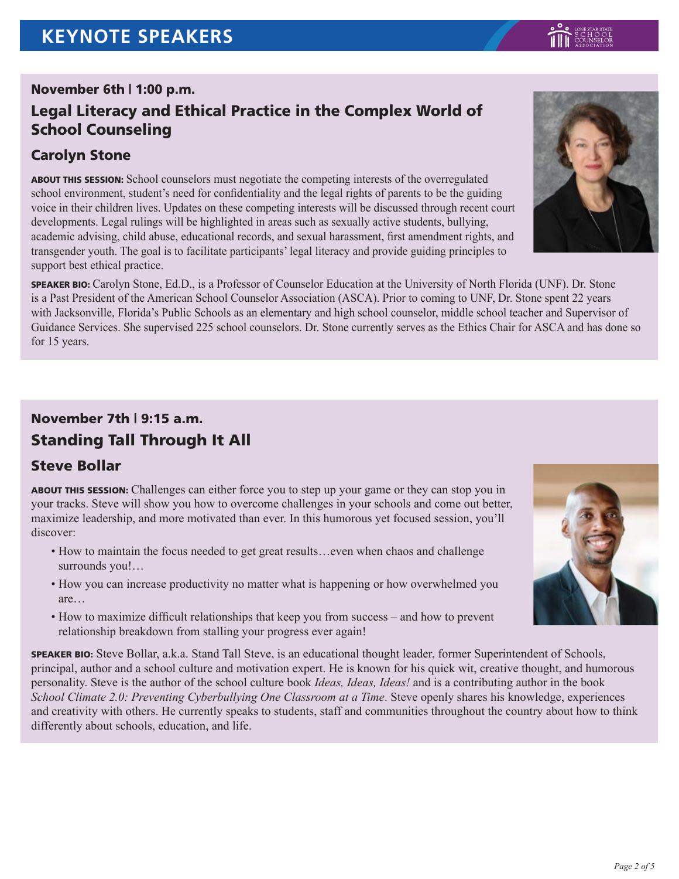# KEYNOTE SPEAKERS

### November 6th | 1:00 p.m.

## Legal Literacy and Ethical Practice in the Complex World of School Counseling

### Carolyn Stone

**ABOUT THIS SESSION:** School counselors must negotiate the competing interests of the overregulated school environment, student's need for confidentiality and the legal rights of parents to be the guiding voice in their children lives. Updates on these competing interests will be discussed through recent court developments. Legal rulings will be highlighted in areas such as sexually active students, bullying, academic advising, child abuse, educational records, and sexual harassment, first amendment rights, and transgender youth. The goal is to facilitate participants' legal literacy and provide guiding principles to support best ethical practice.

**SPEAKER BIO:** Carolyn Stone, Ed.D., is a Professor of Counselor Education at the University of North Florida (UNF). Dr. Stone is a Past President of the American School Counselor Association (ASCA). Prior to coming to UNF, Dr. Stone spent 22 years with Jacksonville, Florida's Public Schools as an elementary and high school counselor, middle school teacher and Supervisor of Guidance Services. She supervised 225 school counselors. Dr. Stone currently serves as the Ethics Chair for ASCA and has done so for 15 years.

### November 7th | 9:15 a.m.

## Standing Tall Through It All

### Steve Bollar

**ABOUT THIS SESSION:** Challenges can either force you to step up your game or they can stop you in your tracks. Steve will show you how to overcome challenges in your schools and come out better, maximize leadership, and more motivated than ever. In this humorous yet focused session, you'll discover:

- How to maintain the focus needed to get great results…even when chaos and challenge surrounds you!…
- How you can increase productivity no matter what is happening or how overwhelmed you are…
- How to maximize difficult relationships that keep you from success – and how to prevent relationship breakdown from stalling your progress ever again!

**SPEAKER BIO:** Steve Bollar, a.k.a. Stand Tall Steve, is an educational thought leader, former Superintendent of Schools, principal, author and a school culture and motivation expert. He is known for his quick wit, creative thought, and humorous personality. Steve is the author of the school culture book *Ideas, Ideas, Ideas!* and is a contributing author in the book *School Climate 2.0: Preventing Cyberbullying One Classroom at a Time*. Steve openly shares his knowledge, experiences and creativity with others. He currently speaks to students, staff and communities throughout the country about how to think differently about schools, education, and life.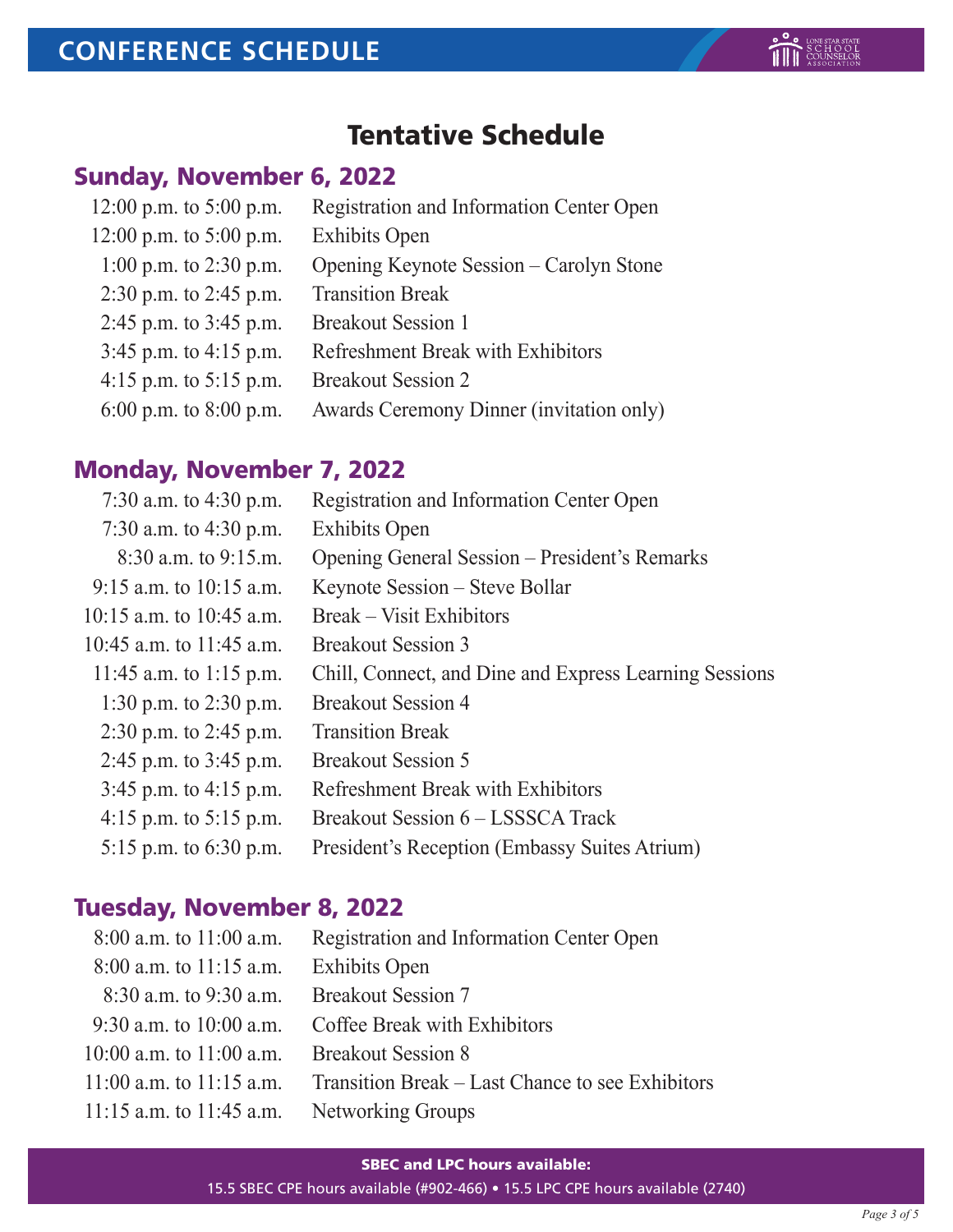# CONFERENCE SCHEDULE

## Tentative Schedule

### Sunday, November 6, 2022

| | |
|---|---|
| 12:00 p.m. to 5:00 p.m. | Registration and Information Center Open |
| 12:00 p.m. to 5:00 p.m. | Exhibits Open |
| 1:00 p.m. to 2:30 p.m. | Opening Keynote Session – Carolyn Stone |
| 2:30 p.m. to 2:45 p.m. | Transition Break |
| 2:45 p.m. to 3:45 p.m. | Breakout Session 1 |
| 3:45 p.m. to 4:15 p.m. | Refreshment Break with Exhibitors |
| 4:15 p.m. to 5:15 p.m. | Breakout Session 2 |
| 6:00 p.m. to 8:00 p.m. | Awards Ceremony Dinner (invitation only) |

### Monday, November 7, 2022

| | |
|---|---|
| 7:30 a.m. to 4:30 p.m. | Registration and Information Center Open |
| 7:30 a.m. to 4:30 p.m. | Exhibits Open |
| 8:30 a.m. to 9:15.m. | Opening General Session – President's Remarks |
| 9:15 a.m. to 10:15 a.m. | Keynote Session – Steve Bollar |
| 10:15 a.m. to 10:45 a.m. | Break – Visit Exhibitors |
| 10:45 a.m. to 11:45 a.m. | Breakout Session 3 |
| 11:45 a.m. to 1:15 p.m. | Chill, Connect, and Dine and Express Learning Sessions |
| 1:30 p.m. to 2:30 p.m. | Breakout Session 4 |
| 2:30 p.m. to 2:45 p.m. | Transition Break |
| 2:45 p.m. to 3:45 p.m. | Breakout Session 5 |
| 3:45 p.m. to 4:15 p.m. | Refreshment Break with Exhibitors |
| 4:15 p.m. to 5:15 p.m. | Breakout Session 6 – LSSSCA Track |
| 5:15 p.m. to 6:30 p.m. | President's Reception (Embassy Suites Atrium) |

### Tuesday, November 8, 2022

| | |
|---|---|
| 8:00 a.m. to 11:00 a.m. | Registration and Information Center Open |
| 8:00 a.m. to 11:15 a.m. | Exhibits Open |
| 8:30 a.m. to 9:30 a.m. | Breakout Session 7 |
| 9:30 a.m. to 10:00 a.m. | Coffee Break with Exhibitors |
| 10:00 a.m. to 11:00 a.m. | Breakout Session 8 |
| 11:00 a.m. to 11:15 a.m. | Transition Break – Last Chance to see Exhibitors |
| 11:15 a.m. to 11:45 a.m. | Networking Groups |

**SBEC and LPC hours available:**

15.5 SBEC CPE hours available (#902-466) • 15.5 LPC CPE hours available (2740)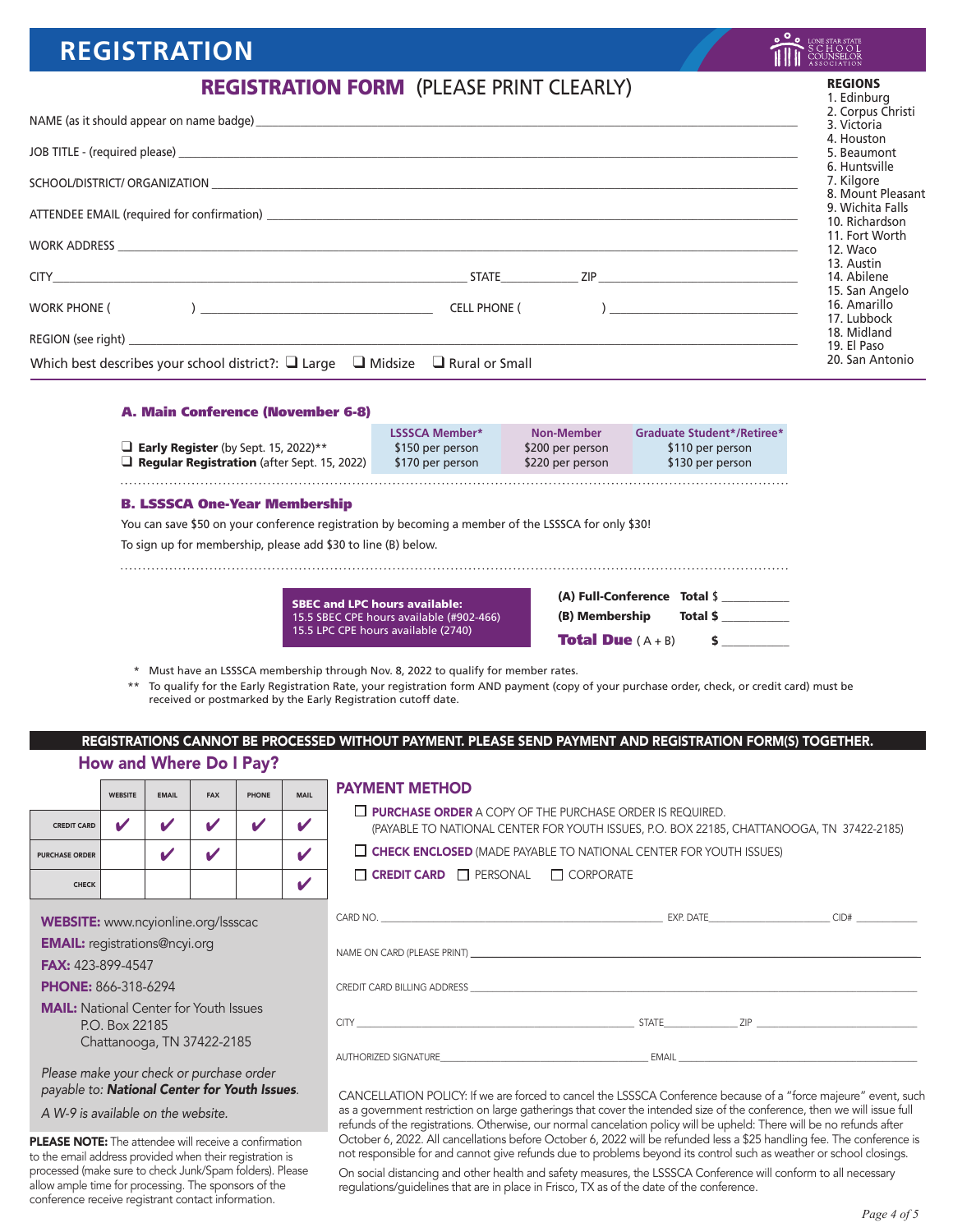# REGISTRATION

## REGISTRATION FORM (PLEASE PRINT CLEARLY)

NAME (as it should appear on name badge) ______________________________

JOB TITLE - (required please) ______________________________

SCHOOL/DISTRICT/ ORGANIZATION ______________________________

ATTENDEE EMAIL (required for confirmation) ______________________________

WORK ADDRESS ______________________________

CITY ______________________________ STATE __________ ZIP ______________

WORK PHONE (        ) ______________________ CELL PHONE (        ) ______________________

REGION (see right) ______________________________

Which best describes your school district?: ❑ Large ❑ Midsize ❑ Rural or Small

**REGIONS**

1. Edinburg
2. Corpus Christi
3. Victoria
4. Houston
5. Beaumont
6. Huntsville
7. Kilgore
8. Mount Pleasant
9. Wichita Falls
10. Richardson
11. Fort Worth
12. Waco
13. Austin
14. Abilene
15. San Angelo
16. Amarillo
17. Lubbock
18. Midland
19. El Paso
20. San Antonio

### A. Main Conference (November 6-8)

| | LSSSCA Member* | Non-Member | Graduate Student*/Retiree* |
|---|---|---|---|
| ❑ **Early Register** (by Sept. 15, 2022)** | $150 per person | $200 per person | $110 per person |
| ❑ **Regular Registration** (after Sept. 15, 2022) | $170 per person | $220 per person | $130 per person |

### B. LSSSCA One-Year Membership

You can save $50 on your conference registration by becoming a member of the LSSSCA for only $30!

To sign up for membership, please add $30 to line (B) below.

**SBEC and LPC hours available:**
15.5 SBEC CPE hours available (#902-466)
15.5 LPC CPE hours available (2740)

**(A) Full-Conference** **Total $** __________

**(B) Membership** **Total $** __________

**Total Due** ( A + B) **$** __________

\* Must have an LSSSCA membership through Nov. 8, 2022 to qualify for member rates.

\*\* To qualify for the Early Registration Rate, your registration form AND payment (copy of your purchase order, check, or credit card) must be received or postmarked by the Early Registration cutoff date.

**REGISTRATIONS CANNOT BE PROCESSED WITHOUT PAYMENT. PLEASE SEND PAYMENT AND REGISTRATION FORM(S) TOGETHER.**

## How and Where Do I Pay?

| | WEBSITE | EMAIL | FAX | PHONE | MAIL |
|---|---|---|---|---|---|
| CREDIT CARD | ✔ | ✔ | ✔ | ✔ | ✔ |
| PURCHASE ORDER | | ✔ | ✔ | | ✔ |
| CHECK | | | | | ✔ |

**WEBSITE:** www.ncyionline.org/lssscac

**EMAIL:** registrations@ncyi.org

**FAX:** 423-899-4547

**PHONE:** 866-318-6294

**MAIL:** National Center for Youth Issues
P.O. Box 22185
Chattanooga, TN 37422-2185

*Please make your check or purchase order payable to: **National Center for Youth Issues**.*

*A W-9 is available on the website.*

**PLEASE NOTE:** The attendee will receive a confirmation to the email address provided when their registration is processed (make sure to check Junk/Spam folders). Please allow ample time for processing. The sponsors of the conference receive registrant contact information.

## PAYMENT METHOD

❑ **PURCHASE ORDER** A COPY OF THE PURCHASE ORDER IS REQUIRED.
(PAYABLE TO NATIONAL CENTER FOR YOUTH ISSUES, P.O. BOX 22185, CHATTANOOGA, TN 37422-2185)

❑ **CHECK ENCLOSED** (MADE PAYABLE TO NATIONAL CENTER FOR YOUTH ISSUES)

❑ **CREDIT CARD** ❑ PERSONAL ❑ CORPORATE

CARD NO. ______________________ EXP. DATE __________ CID# ______

NAME ON CARD (PLEASE PRINT) ______________________________

CREDIT CARD BILLING ADDRESS ______________________________

CITY ______________________ STATE __________ ZIP ______________

AUTHORIZED SIGNATURE ______________________ EMAIL ______________________

CANCELLATION POLICY: If we are forced to cancel the LSSSCA Conference because of a "force majeure" event, such as a government restriction on large gatherings that cover the intended size of the conference, then we will issue full refunds of the registrations. Otherwise, our normal cancelation policy will be upheld: There will be no refunds after October 6, 2022. All cancellations before October 6, 2022 will be refunded less a $25 handling fee. The conference is not responsible for and cannot give refunds due to problems beyond its control such as weather or school closings.

On social distancing and other health and safety measures, the LSSSCA Conference will conform to all necessary regulations/guidelines that are in place in Frisco, TX as of the date of the conference.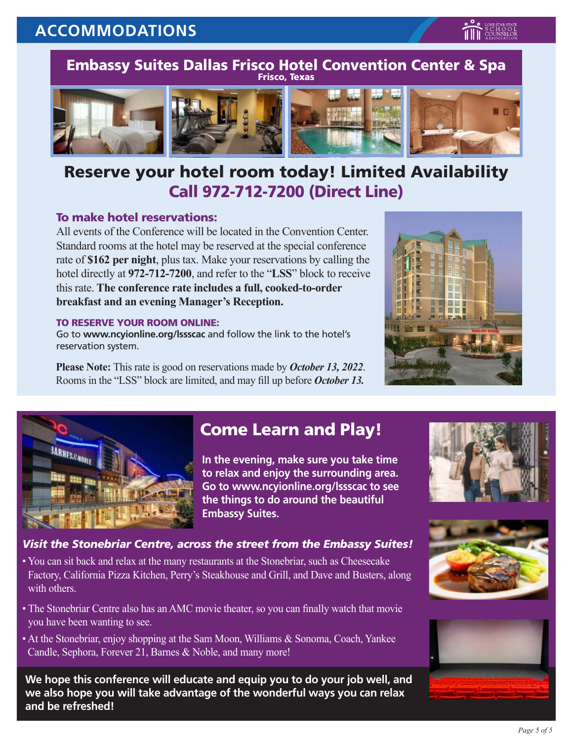# ACCOMMODATIONS

## Embassy Suites Dallas Frisco Hotel Convention Center & Spa

**Frisco, Texas**

## Reserve your hotel room today! Limited Availability

## Call 972-712-7200 (Direct Line)

### To make hotel reservations:

All events of the Conference will be located in the Convention Center. Standard rooms at the hotel may be reserved at the special conference rate of **$162 per night**, plus tax. Make your reservations by calling the hotel directly at **972-712-7200**, and refer to the "**LSS**" block to receive this rate. **The conference rate includes a full, cooked-to-order breakfast and an evening Manager's Reception.**

#### TO RESERVE YOUR ROOM ONLINE:

Go to **www.ncyionline.org/lssscac** and follow the link to the hotel's reservation system.

**Please Note:** This rate is good on reservations made by ***October 13, 2022***. Rooms in the "LSS" block are limited, and may fill up before ***October 13.***

## Come Learn and Play!

**In the evening, make sure you take time to relax and enjoy the surrounding area. Go to www.ncyionline.org/lssscac to see the things to do around the beautiful Embassy Suites.**

### *Visit the Stonebriar Centre, across the street from the Embassy Suites!*

- You can sit back and relax at the many restaurants at the Stonebriar, such as Cheesecake Factory, California Pizza Kitchen, Perry's Steakhouse and Grill, and Dave and Busters, along with others.
- The Stonebriar Centre also has an AMC movie theater, so you can finally watch that movie you have been wanting to see.
- At the Stonebriar, enjoy shopping at the Sam Moon, Williams & Sonoma, Coach, Yankee Candle, Sephora, Forever 21, Barnes & Noble, and many more!

**We hope this conference will educate and equip you to do your job well, and we also hope you will take advantage of the wonderful ways you can relax and be refreshed!**